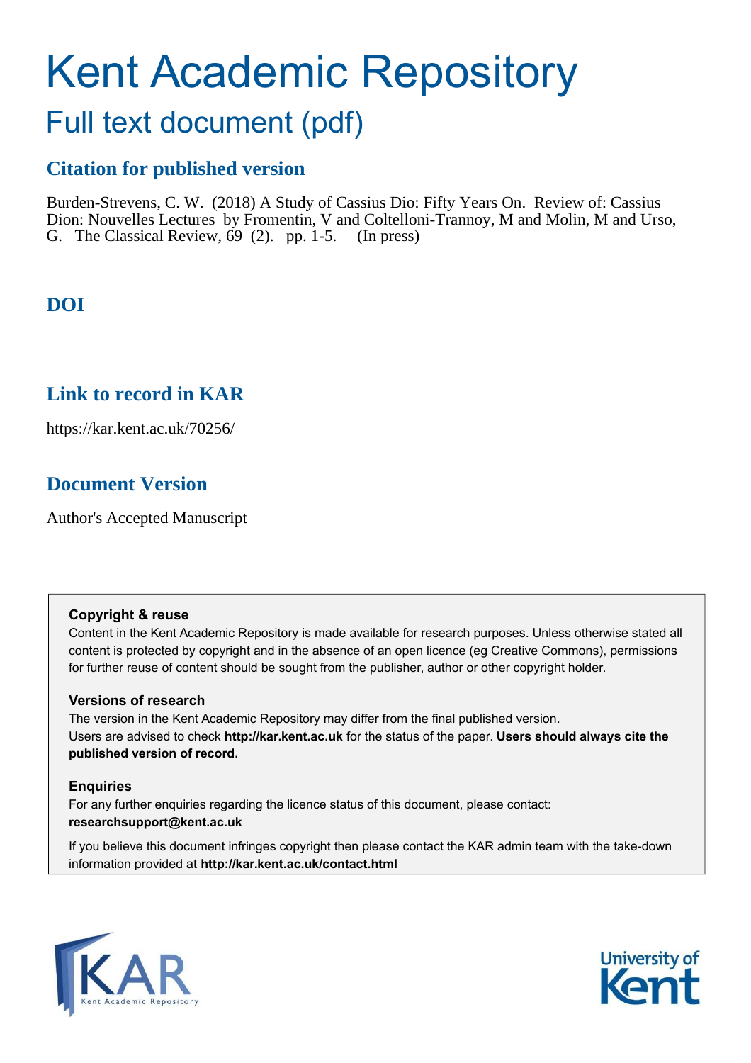# Kent Academic Repository

## Full text document (pdf)

### Citation for published version

Burden-Strevens, C. W. (2018) A Study of Cassius Dio: Fifty Years On. Review of: Cassius Dion: Nouvelles Lectures by Fromentin, V and Coltelloni-Trannoy, M and Molin, M and Urso, G. The Classical Review, 69 (2). pp. 1-5. (In press)

### DOI

### Link to record in KAR

https://kar.kent.ac.uk/70256/

### Document Version

Author's Accepted Manuscript

**Copyright & reuse**

Content in the Kent Academic Repository is made available for research purposes. Unless otherwise stated all content is protected by copyright and in the absence of an open licence (eg Creative Commons), permissions for further reuse of content should be sought from the publisher, author or other copyright holder.

**Versions of research**

The version in the Kent Academic Repository may differ from the final published version. Users are advised to check **http://kar.kent.ac.uk** for the status of the paper. **Users should always cite the published version of record.**

**Enquiries**

For any further enquiries regarding the licence status of this document, please contact: **researchsupport@kent.ac.uk**

If you believe this document infringes copyright then please contact the KAR admin team with the take-down information provided at **http://kar.kent.ac.uk/contact.html**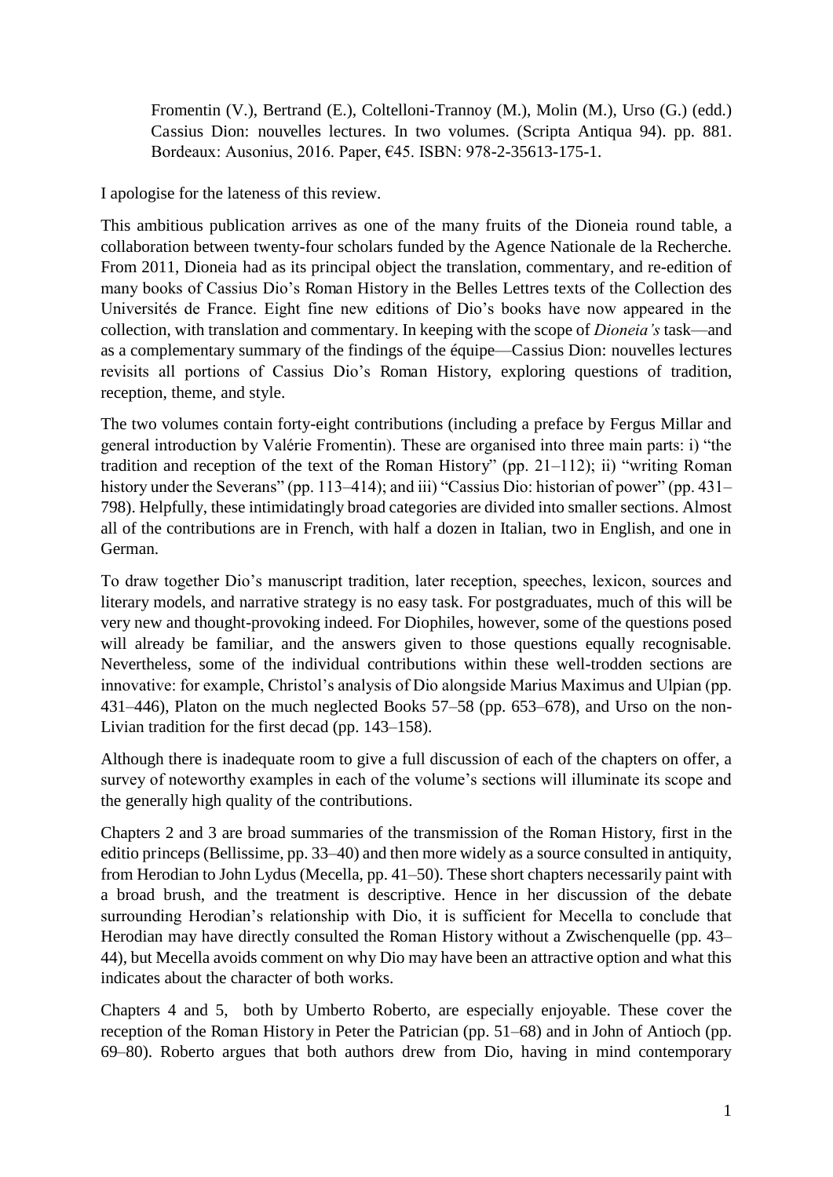Fromentin (V.), Bertrand (E.), Coltelloni-Trannoy (M.), Molin (M.), Urso (G.) (edd.) Cassius Dion: nouvelles lectures. In two volumes. (Scripta Antiqua 94). pp. 881. Bordeaux: Ausonius, 2016. Paper, €45. ISBN: 978-2-35613-175-1.

I apologise for the lateness of this review.

This ambitious publication arrives as one of the many fruits of the Dioneia round table, a collaboration between twenty-four scholars funded by the Agence Nationale de la Recherche. From 2011, Dioneia had as its principal object the translation, commentary, and re-edition of many books of Cassius Dio's Roman History in the Belles Lettres texts of the Collection des Universités de France. Eight fine new editions of Dio's books have now appeared in the collection, with translation and commentary. In keeping with the scope of *Dioneia's* task—and as a complementary summary of the findings of the équipe—Cassius Dion: nouvelles lectures revisits all portions of Cassius Dio's Roman History, exploring questions of tradition, reception, theme, and style.

The two volumes contain forty-eight contributions (including a preface by Fergus Millar and general introduction by Valérie Fromentin). These are organised into three main parts: i) "the tradition and reception of the text of the Roman History" (pp. 21–112); ii) "writing Roman history under the Severans" (pp. 113–414); and iii) "Cassius Dio: historian of power" (pp. 431–798). Helpfully, these intimidatingly broad categories are divided into smaller sections. Almost all of the contributions are in French, with half a dozen in Italian, two in English, and one in German.

To draw together Dio's manuscript tradition, later reception, speeches, lexicon, sources and literary models, and narrative strategy is no easy task. For postgraduates, much of this will be very new and thought-provoking indeed. For Diophiles, however, some of the questions posed will already be familiar, and the answers given to those questions equally recognisable. Nevertheless, some of the individual contributions within these well-trodden sections are innovative: for example, Christol's analysis of Dio alongside Marius Maximus and Ulpian (pp. 431–446), Platon on the much neglected Books 57–58 (pp. 653–678), and Urso on the non-Livian tradition for the first decad (pp. 143–158).

Although there is inadequate room to give a full discussion of each of the chapters on offer, a survey of noteworthy examples in each of the volume's sections will illuminate its scope and the generally high quality of the contributions.

Chapters 2 and 3 are broad summaries of the transmission of the Roman History, first in the editio princeps (Bellissime, pp. 33–40) and then more widely as a source consulted in antiquity, from Herodian to John Lydus (Mecella, pp. 41–50). These short chapters necessarily paint with a broad brush, and the treatment is descriptive. Hence in her discussion of the debate surrounding Herodian's relationship with Dio, it is sufficient for Mecella to conclude that Herodian may have directly consulted the Roman History without a Zwischenquelle (pp. 43–44), but Mecella avoids comment on why Dio may have been an attractive option and what this indicates about the character of both works.

Chapters 4 and 5, both by Umberto Roberto, are especially enjoyable. These cover the reception of the Roman History in Peter the Patrician (pp. 51–68) and in John of Antioch (pp. 69–80). Roberto argues that both authors drew from Dio, having in mind contemporary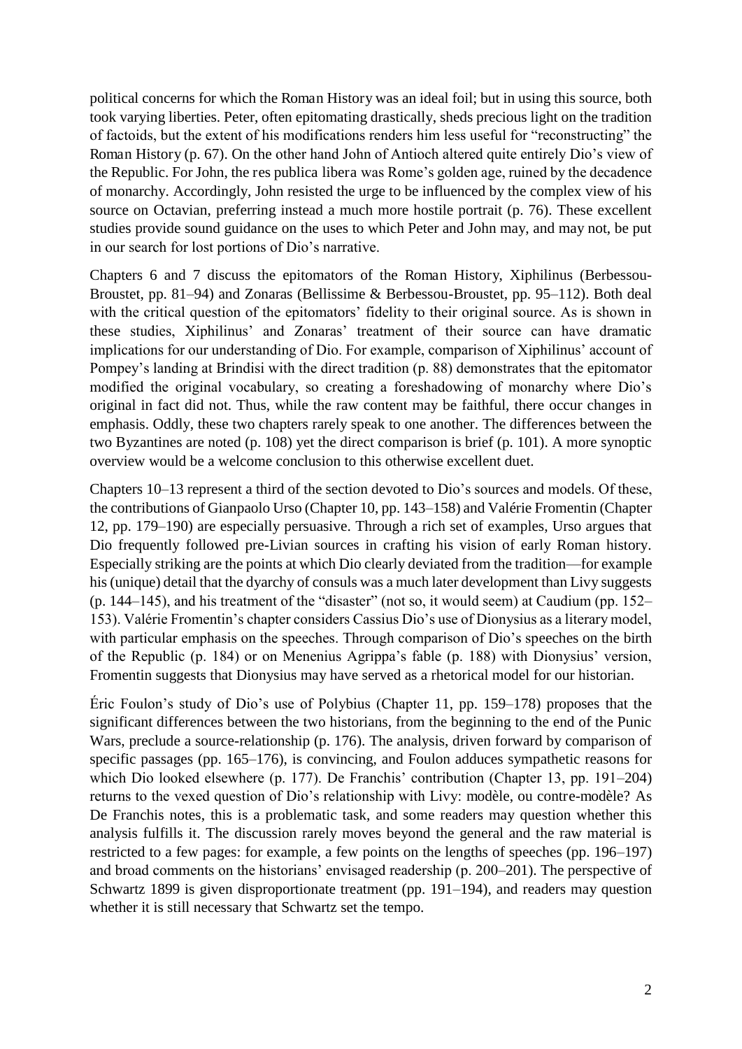political concerns for which the Roman History was an ideal foil; but in using this source, both took varying liberties. Peter, often epitomating drastically, sheds precious light on the tradition of factoids, but the extent of his modifications renders him less useful for "reconstructing" the Roman History (p. 67). On the other hand John of Antioch altered quite entirely Dio's view of the Republic. For John, the res publica libera was Rome's golden age, ruined by the decadence of monarchy. Accordingly, John resisted the urge to be influenced by the complex view of his source on Octavian, preferring instead a much more hostile portrait (p. 76). These excellent studies provide sound guidance on the uses to which Peter and John may, and may not, be put in our search for lost portions of Dio's narrative.

Chapters 6 and 7 discuss the epitomators of the Roman History, Xiphilinus (Berbessou-Broustet, pp. 81–94) and Zonaras (Bellissime & Berbessou-Broustet, pp. 95–112). Both deal with the critical question of the epitomators' fidelity to their original source. As is shown in these studies, Xiphilinus' and Zonaras' treatment of their source can have dramatic implications for our understanding of Dio. For example, comparison of Xiphilinus' account of Pompey's landing at Brindisi with the direct tradition (p. 88) demonstrates that the epitomator modified the original vocabulary, so creating a foreshadowing of monarchy where Dio's original in fact did not. Thus, while the raw content may be faithful, there occur changes in emphasis. Oddly, these two chapters rarely speak to one another. The differences between the two Byzantines are noted (p. 108) yet the direct comparison is brief (p. 101). A more synoptic overview would be a welcome conclusion to this otherwise excellent duet.

Chapters 10–13 represent a third of the section devoted to Dio's sources and models. Of these, the contributions of Gianpaolo Urso (Chapter 10, pp. 143–158) and Valérie Fromentin (Chapter 12, pp. 179–190) are especially persuasive. Through a rich set of examples, Urso argues that Dio frequently followed pre-Livian sources in crafting his vision of early Roman history. Especially striking are the points at which Dio clearly deviated from the tradition—for example his (unique) detail that the dyarchy of consuls was a much later development than Livy suggests (p. 144–145), and his treatment of the "disaster" (not so, it would seem) at Caudium (pp. 152–153). Valérie Fromentin's chapter considers Cassius Dio's use of Dionysius as a literary model, with particular emphasis on the speeches. Through comparison of Dio's speeches on the birth of the Republic (p. 184) or on Menenius Agrippa's fable (p. 188) with Dionysius' version, Fromentin suggests that Dionysius may have served as a rhetorical model for our historian.

Éric Foulon's study of Dio's use of Polybius (Chapter 11, pp. 159–178) proposes that the significant differences between the two historians, from the beginning to the end of the Punic Wars, preclude a source-relationship (p. 176). The analysis, driven forward by comparison of specific passages (pp. 165–176), is convincing, and Foulon adduces sympathetic reasons for which Dio looked elsewhere (p. 177). De Franchis' contribution (Chapter 13, pp. 191–204) returns to the vexed question of Dio's relationship with Livy: modèle, ou contre-modèle? As De Franchis notes, this is a problematic task, and some readers may question whether this analysis fulfills it. The discussion rarely moves beyond the general and the raw material is restricted to a few pages: for example, a few points on the lengths of speeches (pp. 196–197) and broad comments on the historians' envisaged readership (p. 200–201). The perspective of Schwartz 1899 is given disproportionate treatment (pp. 191–194), and readers may question whether it is still necessary that Schwartz set the tempo.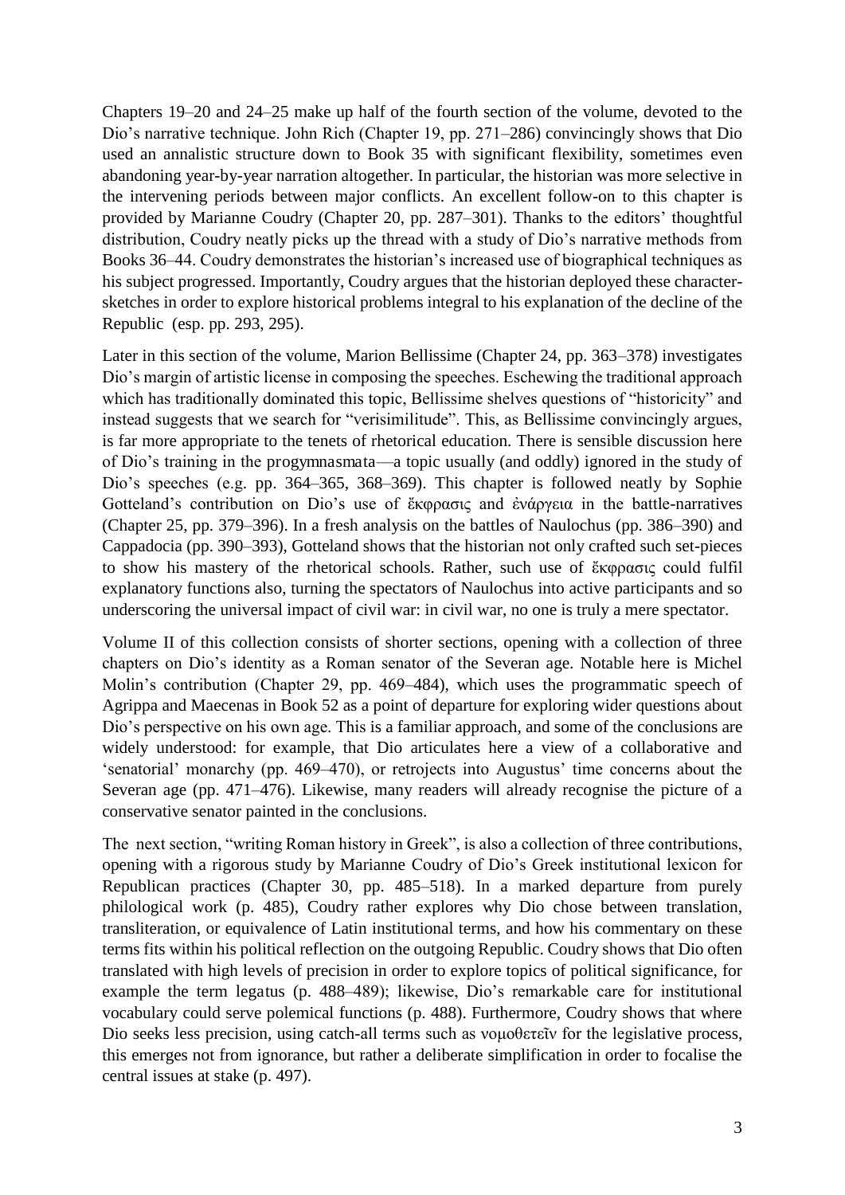Chapters 19–20 and 24–25 make up half of the fourth section of the volume, devoted to the Dio's narrative technique. John Rich (Chapter 19, pp. 271–286) convincingly shows that Dio used an annalistic structure down to Book 35 with significant flexibility, sometimes even abandoning year-by-year narration altogether. In particular, the historian was more selective in the intervening periods between major conflicts. An excellent follow-on to this chapter is provided by Marianne Coudry (Chapter 20, pp. 287–301). Thanks to the editors' thoughtful distribution, Coudry neatly picks up the thread with a study of Dio's narrative methods from Books 36–44. Coudry demonstrates the historian's increased use of biographical techniques as his subject progressed. Importantly, Coudry argues that the historian deployed these character-sketches in order to explore historical problems integral to his explanation of the decline of the Republic (esp. pp. 293, 295).

Later in this section of the volume, Marion Bellissime (Chapter 24, pp. 363–378) investigates Dio's margin of artistic license in composing the speeches. Eschewing the traditional approach which has traditionally dominated this topic, Bellissime shelves questions of "historicity" and instead suggests that we search for "verisimilitude". This, as Bellissime convincingly argues, is far more appropriate to the tenets of rhetorical education. There is sensible discussion here of Dio's training in the progymnasmata—a topic usually (and oddly) ignored in the study of Dio's speeches (e.g. pp. 364–365, 368–369). This chapter is followed neatly by Sophie Gotteland's contribution on Dio's use of ἔκφρασις and ἐνάργεια in the battle-narratives (Chapter 25, pp. 379–396). In a fresh analysis on the battles of Naulochus (pp. 386–390) and Cappadocia (pp. 390–393), Gotteland shows that the historian not only crafted such set-pieces to show his mastery of the rhetorical schools. Rather, such use of ἔκφρασις could fulfil explanatory functions also, turning the spectators of Naulochus into active participants and so underscoring the universal impact of civil war: in civil war, no one is truly a mere spectator.

Volume II of this collection consists of shorter sections, opening with a collection of three chapters on Dio's identity as a Roman senator of the Severan age. Notable here is Michel Molin's contribution (Chapter 29, pp. 469–484), which uses the programmatic speech of Agrippa and Maecenas in Book 52 as a point of departure for exploring wider questions about Dio's perspective on his own age. This is a familiar approach, and some of the conclusions are widely understood: for example, that Dio articulates here a view of a collaborative and 'senatorial' monarchy (pp. 469–470), or retrojects into Augustus' time concerns about the Severan age (pp. 471–476). Likewise, many readers will already recognise the picture of a conservative senator painted in the conclusions.

The next section, "writing Roman history in Greek", is also a collection of three contributions, opening with a rigorous study by Marianne Coudry of Dio's Greek institutional lexicon for Republican practices (Chapter 30, pp. 485–518). In a marked departure from purely philological work (p. 485), Coudry rather explores why Dio chose between translation, transliteration, or equivalence of Latin institutional terms, and how his commentary on these terms fits within his political reflection on the outgoing Republic. Coudry shows that Dio often translated with high levels of precision in order to explore topics of political significance, for example the term legatus (p. 488–489); likewise, Dio's remarkable care for institutional vocabulary could serve polemical functions (p. 488). Furthermore, Coudry shows that where Dio seeks less precision, using catch-all terms such as νομοθετεῖν for the legislative process, this emerges not from ignorance, but rather a deliberate simplification in order to focalise the central issues at stake (p. 497).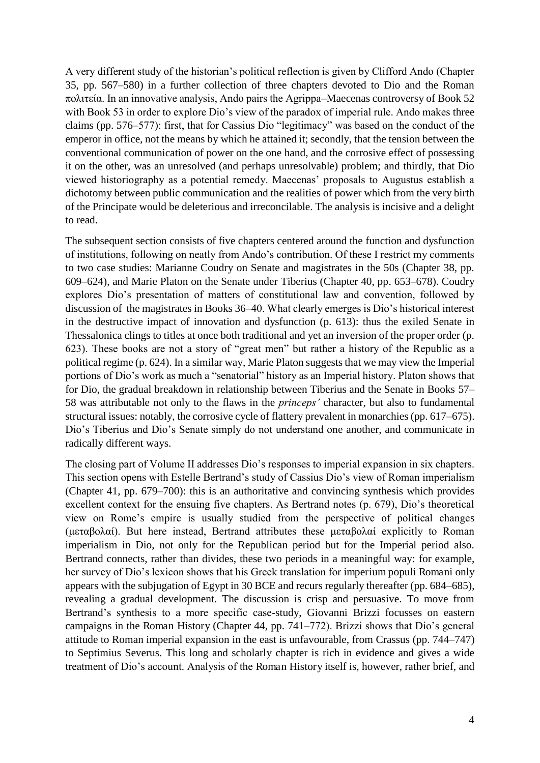A very different study of the historian's political reflection is given by Clifford Ando (Chapter 35, pp. 567–580) in a further collection of three chapters devoted to Dio and the Roman πολιτεία. In an innovative analysis, Ando pairs the Agrippa–Maecenas controversy of Book 52 with Book 53 in order to explore Dio's view of the paradox of imperial rule. Ando makes three claims (pp. 576–577): first, that for Cassius Dio "legitimacy" was based on the conduct of the emperor in office, not the means by which he attained it; secondly, that the tension between the conventional communication of power on the one hand, and the corrosive effect of possessing it on the other, was an unresolved (and perhaps unresolvable) problem; and thirdly, that Dio viewed historiography as a potential remedy. Maecenas' proposals to Augustus establish a dichotomy between public communication and the realities of power which from the very birth of the Principate would be deleterious and irreconcilable. The analysis is incisive and a delight to read.

The subsequent section consists of five chapters centered around the function and dysfunction of institutions, following on neatly from Ando's contribution. Of these I restrict my comments to two case studies: Marianne Coudry on Senate and magistrates in the 50s (Chapter 38, pp. 609–624), and Marie Platon on the Senate under Tiberius (Chapter 40, pp. 653–678). Coudry explores Dio's presentation of matters of constitutional law and convention, followed by discussion of the magistrates in Books 36–40. What clearly emerges is Dio's historical interest in the destructive impact of innovation and dysfunction (p. 613): thus the exiled Senate in Thessalonica clings to titles at once both traditional and yet an inversion of the proper order (p. 623). These books are not a story of "great men" but rather a history of the Republic as a political regime (p. 624). In a similar way, Marie Platon suggests that we may view the Imperial portions of Dio's work as much a "senatorial" history as an Imperial history. Platon shows that for Dio, the gradual breakdown in relationship between Tiberius and the Senate in Books 57–58 was attributable not only to the flaws in the *princeps'* character, but also to fundamental structural issues: notably, the corrosive cycle of flattery prevalent in monarchies (pp. 617–675). Dio's Tiberius and Dio's Senate simply do not understand one another, and communicate in radically different ways.

The closing part of Volume II addresses Dio's responses to imperial expansion in six chapters. This section opens with Estelle Bertrand's study of Cassius Dio's view of Roman imperialism (Chapter 41, pp. 679–700): this is an authoritative and convincing synthesis which provides excellent context for the ensuing five chapters. As Bertrand notes (p. 679), Dio's theoretical view on Rome's empire is usually studied from the perspective of political changes (μεταβολαί). But here instead, Bertrand attributes these μεταβολαί explicitly to Roman imperialism in Dio, not only for the Republican period but for the Imperial period also. Bertrand connects, rather than divides, these two periods in a meaningful way: for example, her survey of Dio's lexicon shows that his Greek translation for imperium populi Romani only appears with the subjugation of Egypt in 30 BCE and recurs regularly thereafter (pp. 684–685), revealing a gradual development. The discussion is crisp and persuasive. To move from Bertrand's synthesis to a more specific case-study, Giovanni Brizzi focusses on eastern campaigns in the Roman History (Chapter 44, pp. 741–772). Brizzi shows that Dio's general attitude to Roman imperial expansion in the east is unfavourable, from Crassus (pp. 744–747) to Septimius Severus. This long and scholarly chapter is rich in evidence and gives a wide treatment of Dio's account. Analysis of the Roman History itself is, however, rather brief, and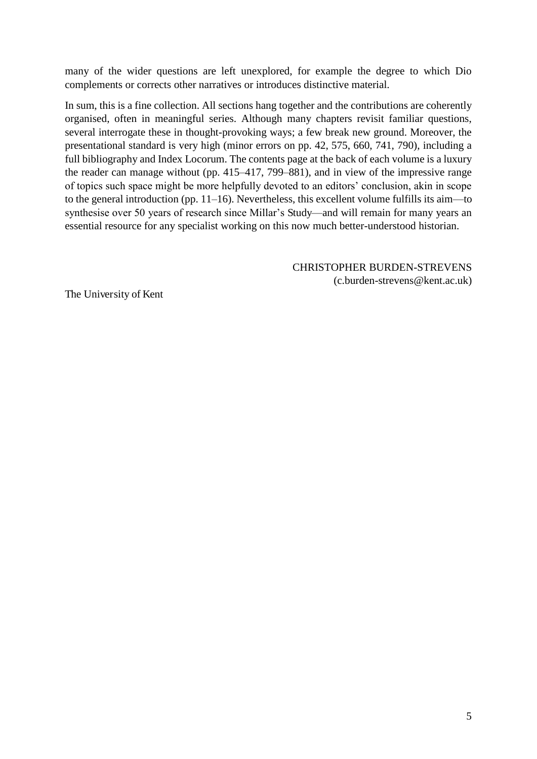many of the wider questions are left unexplored, for example the degree to which Dio complements or corrects other narratives or introduces distinctive material.

In sum, this is a fine collection. All sections hang together and the contributions are coherently organised, often in meaningful series. Although many chapters revisit familiar questions, several interrogate these in thought-provoking ways; a few break new ground. Moreover, the presentational standard is very high (minor errors on pp. 42, 575, 660, 741, 790), including a full bibliography and Index Locorum. The contents page at the back of each volume is a luxury the reader can manage without (pp. 415–417, 799–881), and in view of the impressive range of topics such space might be more helpfully devoted to an editors' conclusion, akin in scope to the general introduction (pp. 11–16). Nevertheless, this excellent volume fulfills its aim—to synthesise over 50 years of research since Millar's Study—and will remain for many years an essential resource for any specialist working on this now much better-understood historian.

CHRISTOPHER BURDEN-STREVENS
(c.burden-strevens@kent.ac.uk)

The University of Kent